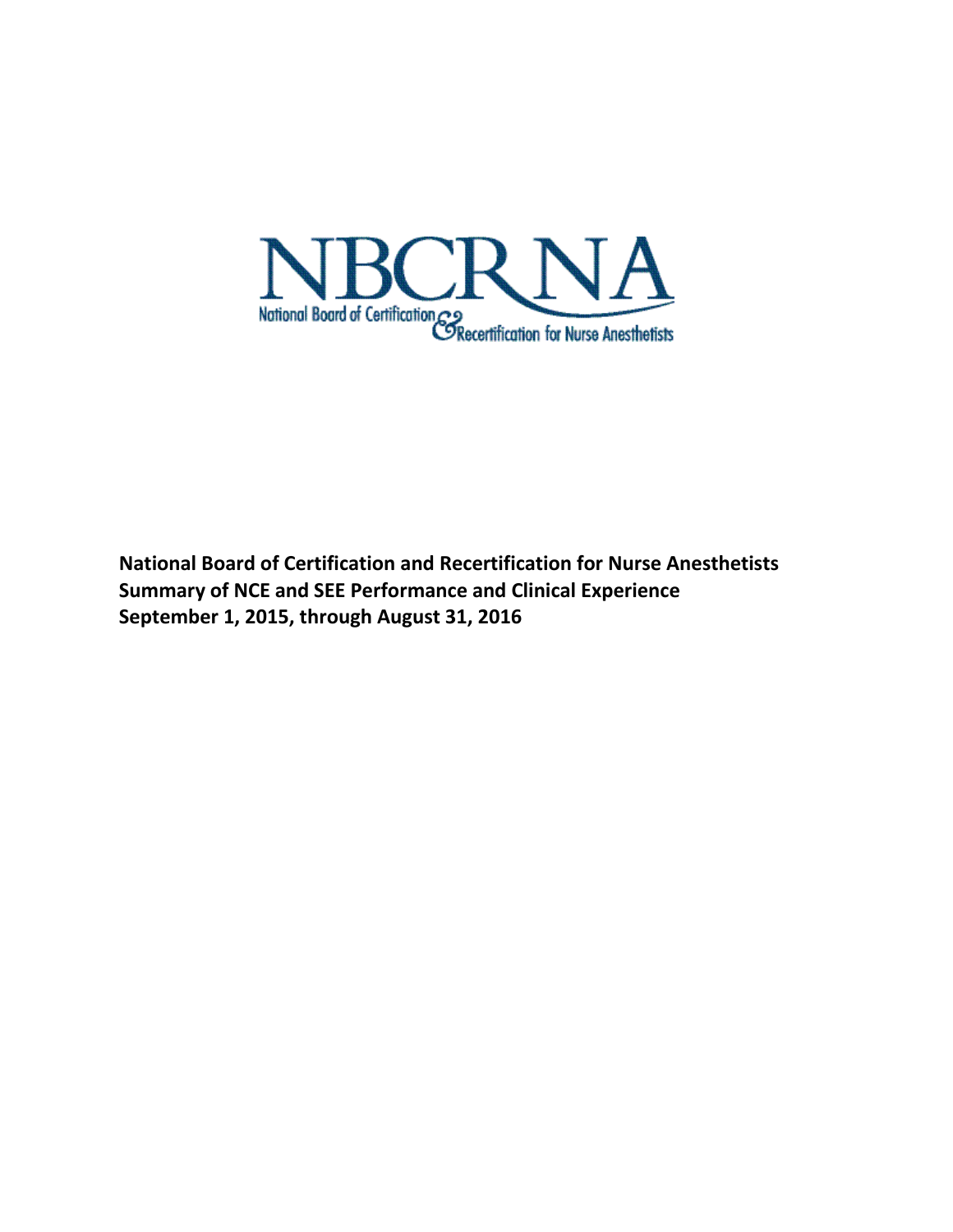NBCRNA

National Board of Certification & Recertification for Nurse Anesthetists

**National Board of Certification and Recertification for Nurse Anesthetists**
**Summary of NCE and SEE Performance and Clinical Experience**
**September 1, 2015, through August 31, 2016**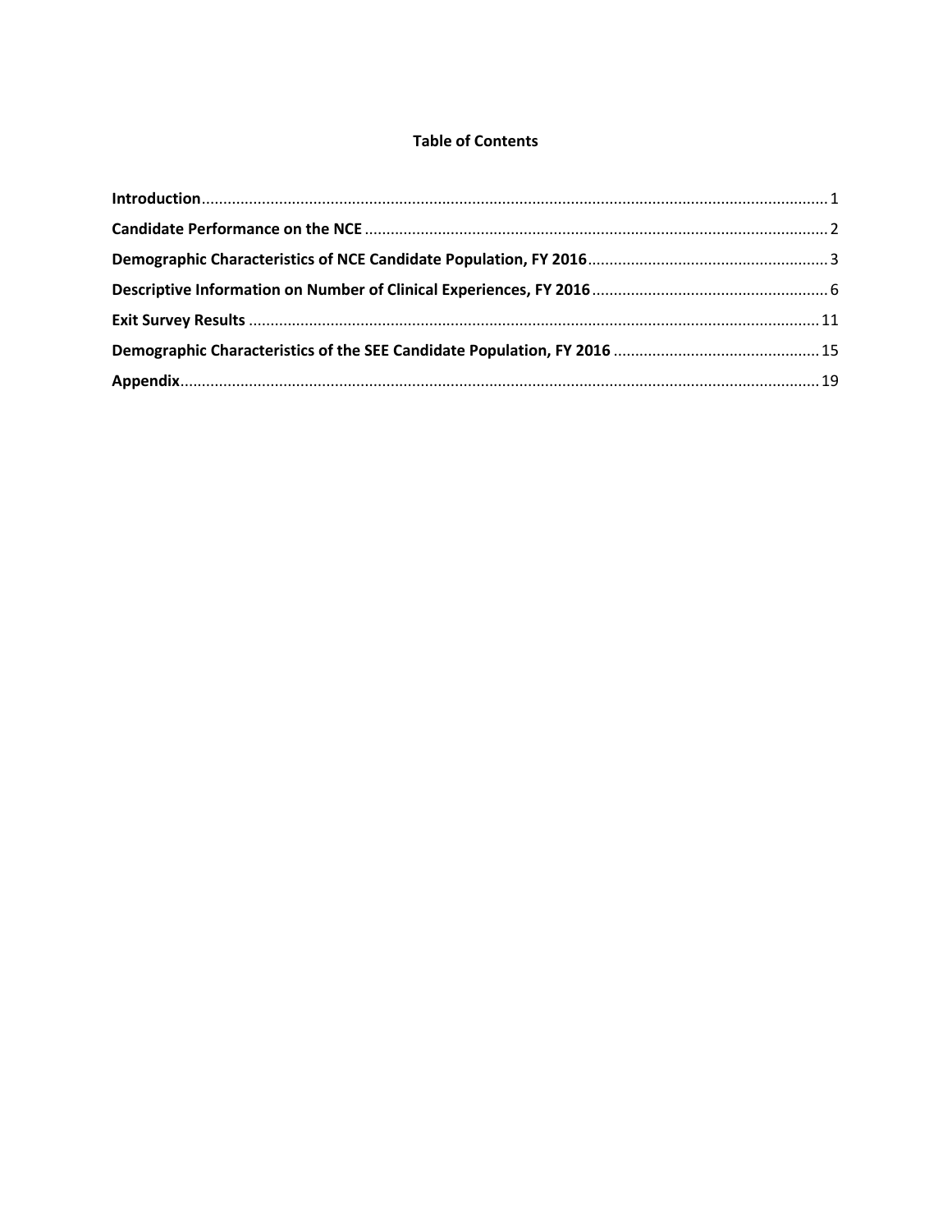# Table of Contents

**Introduction** ..... 1

**Candidate Performance on the NCE** ..... 2

**Demographic Characteristics of NCE Candidate Population, FY 2016** ..... 3

**Descriptive Information on Number of Clinical Experiences, FY 2016** ..... 6

**Exit Survey Results** ..... 11

**Demographic Characteristics of the SEE Candidate Population, FY 2016** ..... 15

**Appendix** ..... 19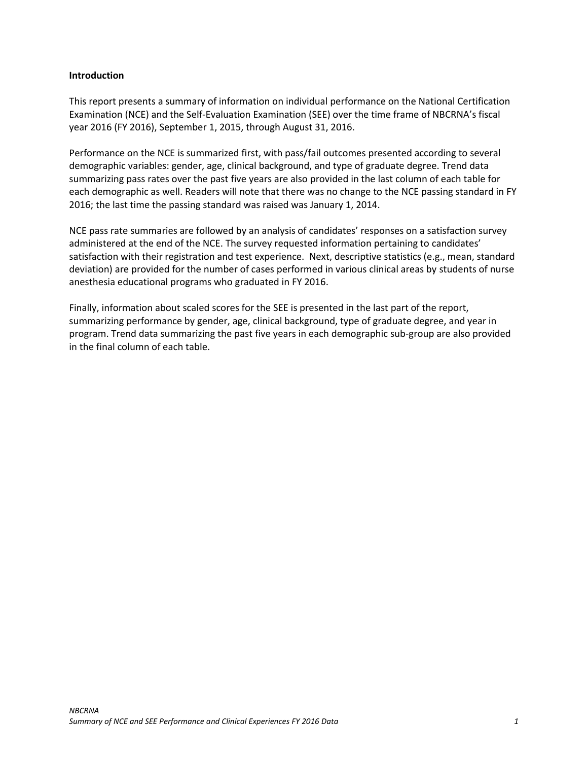## Introduction

This report presents a summary of information on individual performance on the National Certification Examination (NCE) and the Self-Evaluation Examination (SEE) over the time frame of NBCRNA's fiscal year 2016 (FY 2016), September 1, 2015, through August 31, 2016.

Performance on the NCE is summarized first, with pass/fail outcomes presented according to several demographic variables: gender, age, clinical background, and type of graduate degree. Trend data summarizing pass rates over the past five years are also provided in the last column of each table for each demographic as well. Readers will note that there was no change to the NCE passing standard in FY 2016; the last time the passing standard was raised was January 1, 2014.

NCE pass rate summaries are followed by an analysis of candidates' responses on a satisfaction survey administered at the end of the NCE. The survey requested information pertaining to candidates' satisfaction with their registration and test experience. Next, descriptive statistics (e.g., mean, standard deviation) are provided for the number of cases performed in various clinical areas by students of nurse anesthesia educational programs who graduated in FY 2016.

Finally, information about scaled scores for the SEE is presented in the last part of the report, summarizing performance by gender, age, clinical background, type of graduate degree, and year in program. Trend data summarizing the past five years in each demographic sub-group are also provided in the final column of each table.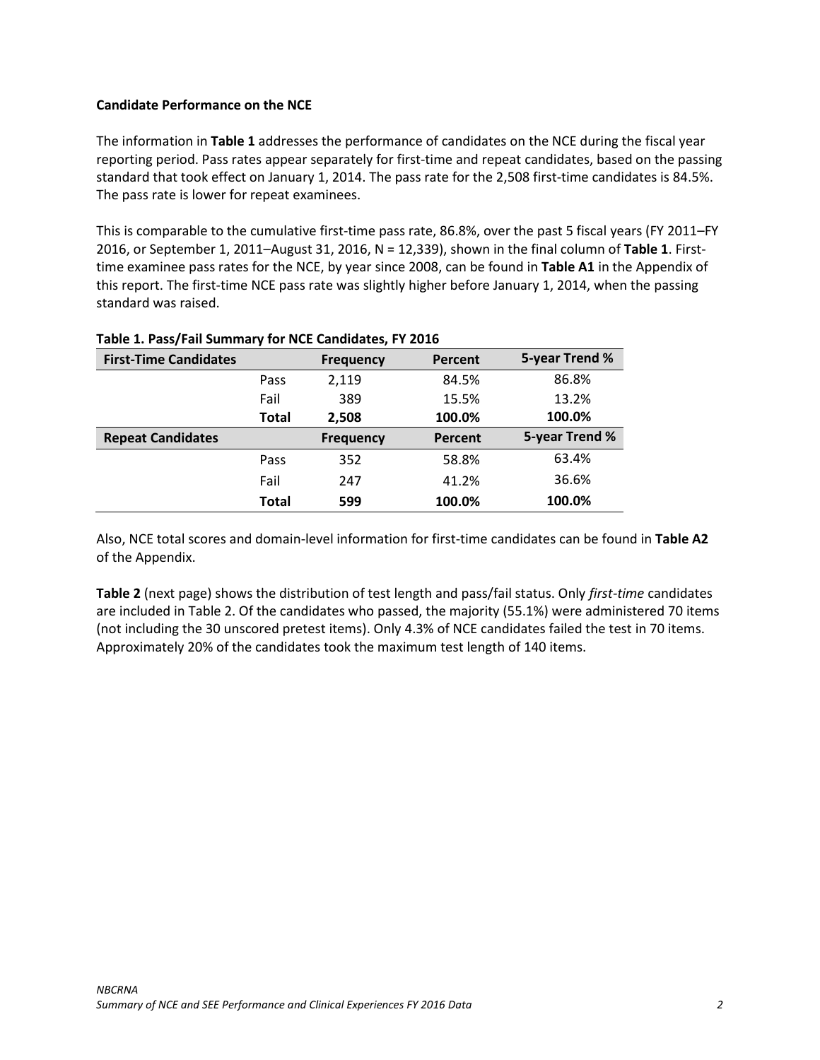**Candidate Performance on the NCE**

The information in **Table 1** addresses the performance of candidates on the NCE during the fiscal year reporting period. Pass rates appear separately for first-time and repeat candidates, based on the passing standard that took effect on January 1, 2014. The pass rate for the 2,508 first-time candidates is 84.5%. The pass rate is lower for repeat examinees.

This is comparable to the cumulative first-time pass rate, 86.8%, over the past 5 fiscal years (FY 2011–FY 2016, or September 1, 2011–August 31, 2016, N = 12,339), shown in the final column of **Table 1**. First-time examinee pass rates for the NCE, by year since 2008, can be found in **Table A1** in the Appendix of this report. The first-time NCE pass rate was slightly higher before January 1, 2014, when the passing standard was raised.

**Table 1. Pass/Fail Summary for NCE Candidates, FY 2016**

| **First-Time Candidates** | | **Frequency** | **Percent** | **5-year Trend %** |
|---|---|---|---|---|
| | Pass | 2,119 | 84.5% | 86.8% |
| | Fail | 389 | 15.5% | 13.2% |
| | **Total** | **2,508** | **100.0%** | **100.0%** |
| **Repeat Candidates** | | **Frequency** | **Percent** | **5-year Trend %** |
| | Pass | 352 | 58.8% | 63.4% |
| | Fail | 247 | 41.2% | 36.6% |
| | **Total** | **599** | **100.0%** | **100.0%** |

Also, NCE total scores and domain-level information for first-time candidates can be found in **Table A2** of the Appendix.

**Table 2** (next page) shows the distribution of test length and pass/fail status. Only *first-time* candidates are included in Table 2. Of the candidates who passed, the majority (55.1%) were administered 70 items (not including the 30 unscored pretest items). Only 4.3% of NCE candidates failed the test in 70 items. Approximately 20% of the candidates took the maximum test length of 140 items.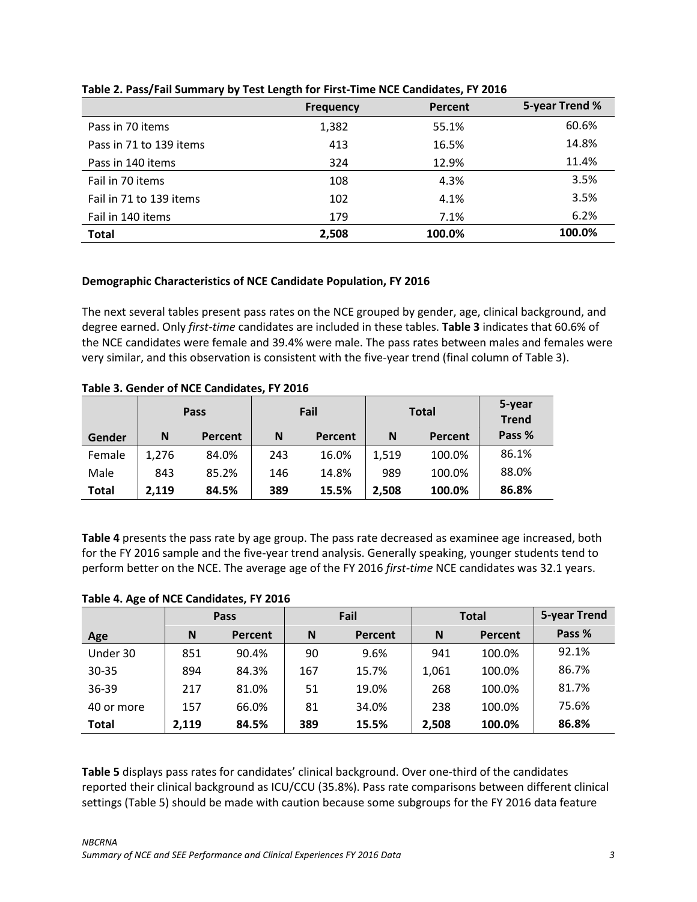**Table 2. Pass/Fail Summary by Test Length for First-Time NCE Candidates, FY 2016**

| | Frequency | Percent | 5-year Trend % |
|---|---|---|---|
| Pass in 70 items | 1,382 | 55.1% | 60.6% |
| Pass in 71 to 139 items | 413 | 16.5% | 14.8% |
| Pass in 140 items | 324 | 12.9% | 11.4% |
| Fail in 70 items | 108 | 4.3% | 3.5% |
| Fail in 71 to 139 items | 102 | 4.1% | 3.5% |
| Fail in 140 items | 179 | 7.1% | 6.2% |
| **Total** | **2,508** | **100.0%** | **100.0%** |

### Demographic Characteristics of NCE Candidate Population, FY 2016

The next several tables present pass rates on the NCE grouped by gender, age, clinical background, and degree earned. Only *first-time* candidates are included in these tables. **Table 3** indicates that 60.6% of the NCE candidates were female and 39.4% were male. The pass rates between males and females were very similar, and this observation is consistent with the five-year trend (final column of Table 3).

**Table 3. Gender of NCE Candidates, FY 2016**

| | Pass | | Fail | | Total | | 5-year Trend |
|---|---|---|---|---|---|---|---|
| **Gender** | **N** | **Percent** | **N** | **Percent** | **N** | **Percent** | **Pass %** |
| Female | 1,276 | 84.0% | 243 | 16.0% | 1,519 | 100.0% | 86.1% |
| Male | 843 | 85.2% | 146 | 14.8% | 989 | 100.0% | 88.0% |
| **Total** | **2,119** | **84.5%** | **389** | **15.5%** | **2,508** | **100.0%** | **86.8%** |

**Table 4** presents the pass rate by age group. The pass rate decreased as examinee age increased, both for the FY 2016 sample and the five-year trend analysis. Generally speaking, younger students tend to perform better on the NCE. The average age of the FY 2016 *first-time* NCE candidates was 32.1 years.

**Table 4. Age of NCE Candidates, FY 2016**

| | Pass | | Fail | | Total | | 5-year Trend |
|---|---|---|---|---|---|---|---|
| **Age** | **N** | **Percent** | **N** | **Percent** | **N** | **Percent** | **Pass %** |
| Under 30 | 851 | 90.4% | 90 | 9.6% | 941 | 100.0% | 92.1% |
| 30-35 | 894 | 84.3% | 167 | 15.7% | 1,061 | 100.0% | 86.7% |
| 36-39 | 217 | 81.0% | 51 | 19.0% | 268 | 100.0% | 81.7% |
| 40 or more | 157 | 66.0% | 81 | 34.0% | 238 | 100.0% | 75.6% |
| **Total** | **2,119** | **84.5%** | **389** | **15.5%** | **2,508** | **100.0%** | **86.8%** |

**Table 5** displays pass rates for candidates' clinical background. Over one-third of the candidates reported their clinical background as ICU/CCU (35.8%). Pass rate comparisons between different clinical settings (Table 5) should be made with caution because some subgroups for the FY 2016 data feature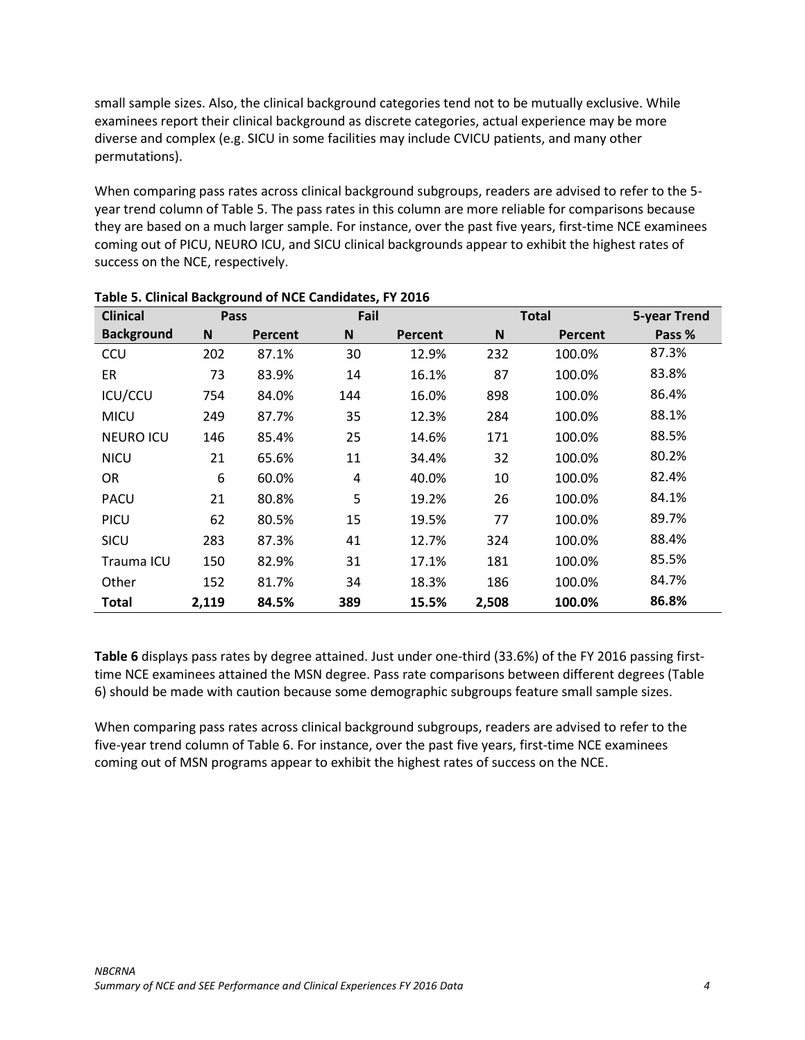small sample sizes. Also, the clinical background categories tend not to be mutually exclusive. While examinees report their clinical background as discrete categories, actual experience may be more diverse and complex (e.g. SICU in some facilities may include CVICU patients, and many other permutations).

When comparing pass rates across clinical background subgroups, readers are advised to refer to the 5-year trend column of Table 5. The pass rates in this column are more reliable for comparisons because they are based on a much larger sample. For instance, over the past five years, first-time NCE examinees coming out of PICU, NEURO ICU, and SICU clinical backgrounds appear to exhibit the highest rates of success on the NCE, respectively.

**Table 5. Clinical Background of NCE Candidates, FY 2016**

| Clinical | Pass | | Fail | | Total | | 5-year Trend |
|---|---|---|---|---|---|---|---|
| **Background** | **N** | **Percent** | **N** | **Percent** | **N** | **Percent** | **Pass %** |
| CCU | 202 | 87.1% | 30 | 12.9% | 232 | 100.0% | 87.3% |
| ER | 73 | 83.9% | 14 | 16.1% | 87 | 100.0% | 83.8% |
| ICU/CCU | 754 | 84.0% | 144 | 16.0% | 898 | 100.0% | 86.4% |
| MICU | 249 | 87.7% | 35 | 12.3% | 284 | 100.0% | 88.1% |
| NEURO ICU | 146 | 85.4% | 25 | 14.6% | 171 | 100.0% | 88.5% |
| NICU | 21 | 65.6% | 11 | 34.4% | 32 | 100.0% | 80.2% |
| OR | 6 | 60.0% | 4 | 40.0% | 10 | 100.0% | 82.4% |
| PACU | 21 | 80.8% | 5 | 19.2% | 26 | 100.0% | 84.1% |
| PICU | 62 | 80.5% | 15 | 19.5% | 77 | 100.0% | 89.7% |
| SICU | 283 | 87.3% | 41 | 12.7% | 324 | 100.0% | 88.4% |
| Trauma ICU | 150 | 82.9% | 31 | 17.1% | 181 | 100.0% | 85.5% |
| Other | 152 | 81.7% | 34 | 18.3% | 186 | 100.0% | 84.7% |
| **Total** | **2,119** | **84.5%** | **389** | **15.5%** | **2,508** | **100.0%** | **86.8%** |

**Table 6** displays pass rates by degree attained. Just under one-third (33.6%) of the FY 2016 passing first-time NCE examinees attained the MSN degree. Pass rate comparisons between different degrees (Table 6) should be made with caution because some demographic subgroups feature small sample sizes.

When comparing pass rates across clinical background subgroups, readers are advised to refer to the five-year trend column of Table 6. For instance, over the past five years, first-time NCE examinees coming out of MSN programs appear to exhibit the highest rates of success on the NCE.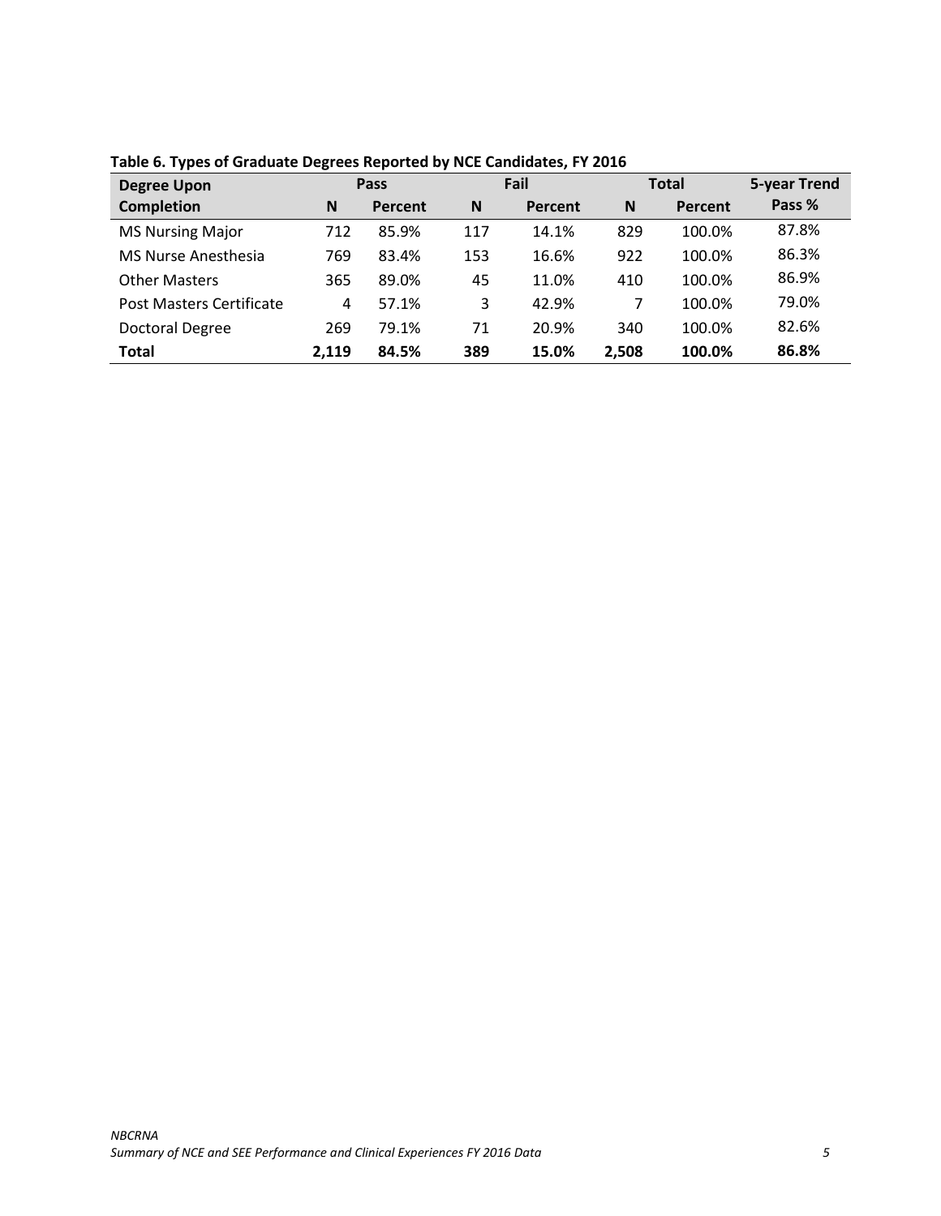**Table 6. Types of Graduate Degrees Reported by NCE Candidates, FY 2016**

| Degree Upon Completion | Pass | | Fail | | Total | | 5-year Trend |
|---|---|---|---|---|---|---|---|
| | N | Percent | N | Percent | N | Percent | Pass % |
| MS Nursing Major | 712 | 85.9% | 117 | 14.1% | 829 | 100.0% | 87.8% |
| MS Nurse Anesthesia | 769 | 83.4% | 153 | 16.6% | 922 | 100.0% | 86.3% |
| Other Masters | 365 | 89.0% | 45 | 11.0% | 410 | 100.0% | 86.9% |
| Post Masters Certificate | 4 | 57.1% | 3 | 42.9% | 7 | 100.0% | 79.0% |
| Doctoral Degree | 269 | 79.1% | 71 | 20.9% | 340 | 100.0% | 82.6% |
| **Total** | **2,119** | **84.5%** | **389** | **15.0%** | **2,508** | **100.0%** | **86.8%** |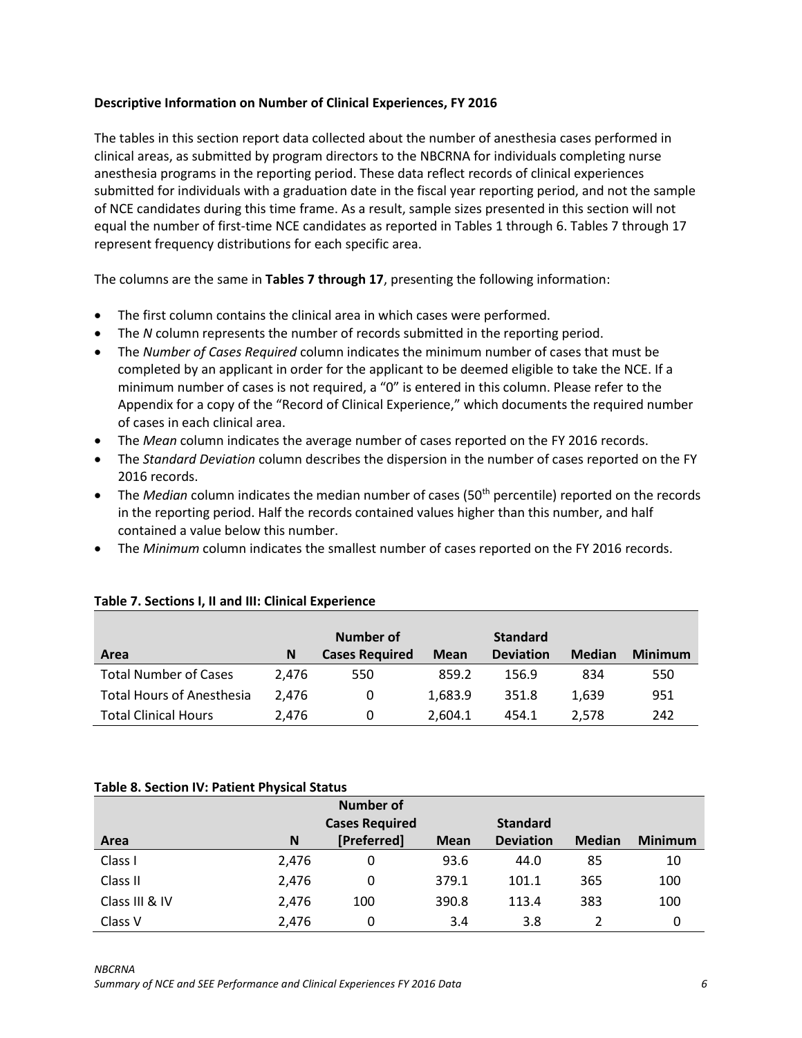**Descriptive Information on Number of Clinical Experiences, FY 2016**

The tables in this section report data collected about the number of anesthesia cases performed in clinical areas, as submitted by program directors to the NBCRNA for individuals completing nurse anesthesia programs in the reporting period. These data reflect records of clinical experiences submitted for individuals with a graduation date in the fiscal year reporting period, and not the sample of NCE candidates during this time frame. As a result, sample sizes presented in this section will not equal the number of first-time NCE candidates as reported in Tables 1 through 6. Tables 7 through 17 represent frequency distributions for each specific area.

The columns are the same in **Tables 7 through 17**, presenting the following information:

- The first column contains the clinical area in which cases were performed.
- The *N* column represents the number of records submitted in the reporting period.
- The *Number of Cases Required* column indicates the minimum number of cases that must be completed by an applicant in order for the applicant to be deemed eligible to take the NCE. If a minimum number of cases is not required, a "0" is entered in this column. Please refer to the Appendix for a copy of the "Record of Clinical Experience," which documents the required number of cases in each clinical area.
- The *Mean* column indicates the average number of cases reported on the FY 2016 records.
- The *Standard Deviation* column describes the dispersion in the number of cases reported on the FY 2016 records.
- The *Median* column indicates the median number of cases (50th percentile) reported on the records in the reporting period. Half the records contained values higher than this number, and half contained a value below this number.
- The *Minimum* column indicates the smallest number of cases reported on the FY 2016 records.

**Table 7. Sections I, II and III: Clinical Experience**

| Area | N | Number of Cases Required | Mean | Standard Deviation | Median | Minimum |
|---|---|---|---|---|---|---|
| Total Number of Cases | 2,476 | 550 | 859.2 | 156.9 | 834 | 550 |
| Total Hours of Anesthesia | 2,476 | 0 | 1,683.9 | 351.8 | 1,639 | 951 |
| Total Clinical Hours | 2,476 | 0 | 2,604.1 | 454.1 | 2,578 | 242 |

**Table 8. Section IV: Patient Physical Status**

| Area | N | Number of Cases Required [Preferred] | Mean | Standard Deviation | Median | Minimum |
|---|---|---|---|---|---|---|
| Class I | 2,476 | 0 | 93.6 | 44.0 | 85 | 10 |
| Class II | 2,476 | 0 | 379.1 | 101.1 | 365 | 100 |
| Class III & IV | 2,476 | 100 | 390.8 | 113.4 | 383 | 100 |
| Class V | 2,476 | 0 | 3.4 | 3.8 | 2 | 0 |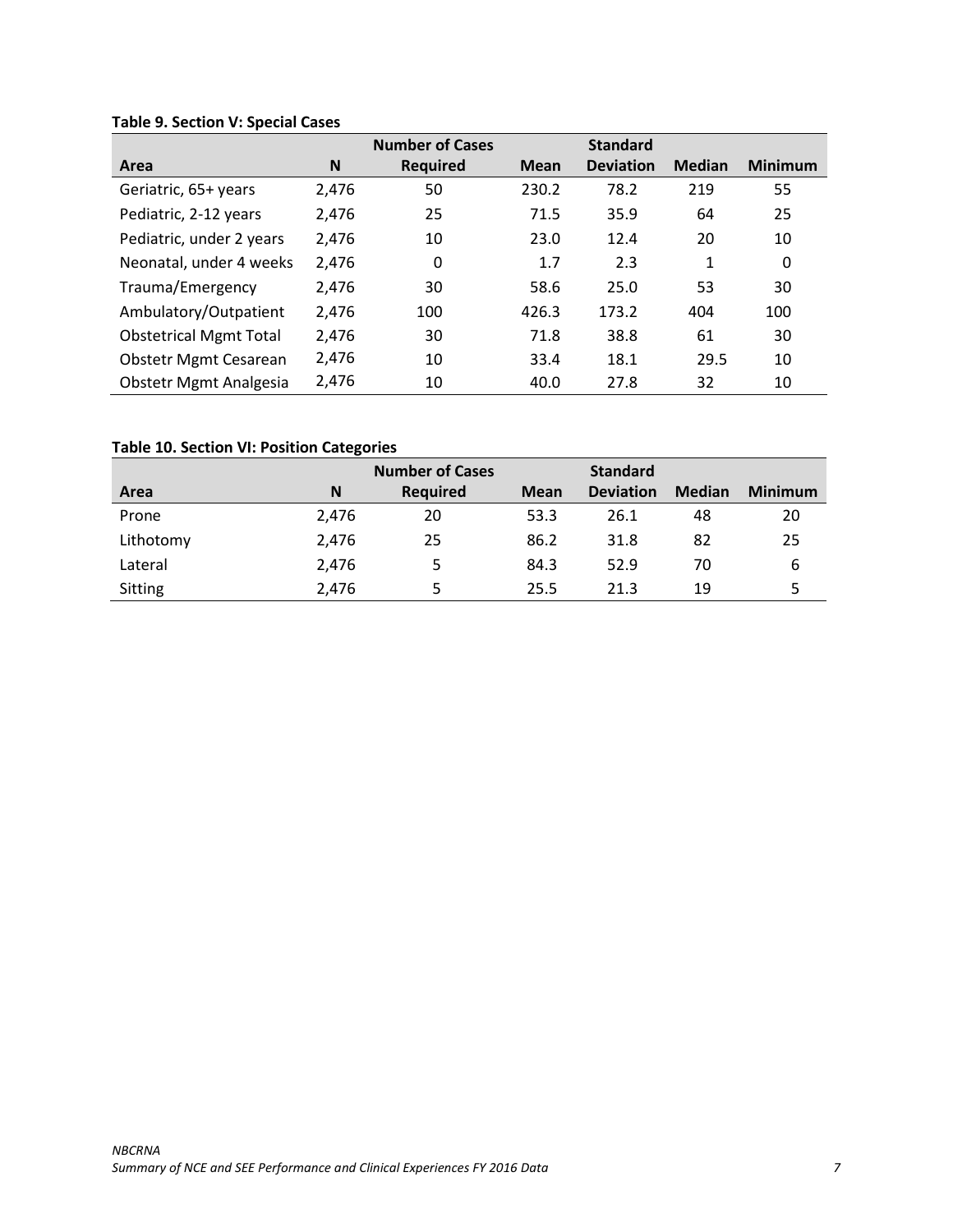**Table 9. Section V: Special Cases**

| Area | N | Number of Cases Required | Mean | Standard Deviation | Median | Minimum |
|---|---|---|---|---|---|---|
| Geriatric, 65+ years | 2,476 | 50 | 230.2 | 78.2 | 219 | 55 |
| Pediatric, 2-12 years | 2,476 | 25 | 71.5 | 35.9 | 64 | 25 |
| Pediatric, under 2 years | 2,476 | 10 | 23.0 | 12.4 | 20 | 10 |
| Neonatal, under 4 weeks | 2,476 | 0 | 1.7 | 2.3 | 1 | 0 |
| Trauma/Emergency | 2,476 | 30 | 58.6 | 25.0 | 53 | 30 |
| Ambulatory/Outpatient | 2,476 | 100 | 426.3 | 173.2 | 404 | 100 |
| Obstetrical Mgmt Total | 2,476 | 30 | 71.8 | 38.8 | 61 | 30 |
| Obstetr Mgmt Cesarean | 2,476 | 10 | 33.4 | 18.1 | 29.5 | 10 |
| Obstetr Mgmt Analgesia | 2,476 | 10 | 40.0 | 27.8 | 32 | 10 |

**Table 10. Section VI: Position Categories**

| Area | N | Number of Cases Required | Mean | Standard Deviation | Median | Minimum |
|---|---|---|---|---|---|---|
| Prone | 2,476 | 20 | 53.3 | 26.1 | 48 | 20 |
| Lithotomy | 2,476 | 25 | 86.2 | 31.8 | 82 | 25 |
| Lateral | 2,476 | 5 | 84.3 | 52.9 | 70 | 6 |
| Sitting | 2,476 | 5 | 25.5 | 21.3 | 19 | 5 |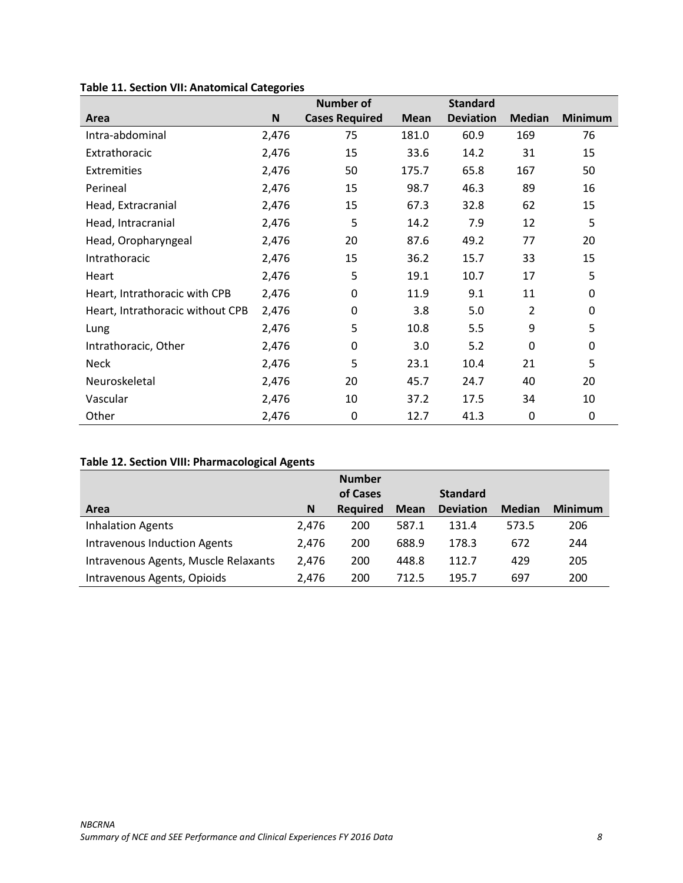**Table 11. Section VII: Anatomical Categories**

| Area | N | Number of Cases Required | Mean | Standard Deviation | Median | Minimum |
|---|---|---|---|---|---|---|
| Intra-abdominal | 2,476 | 75 | 181.0 | 60.9 | 169 | 76 |
| Extrathoracic | 2,476 | 15 | 33.6 | 14.2 | 31 | 15 |
| Extremities | 2,476 | 50 | 175.7 | 65.8 | 167 | 50 |
| Perineal | 2,476 | 15 | 98.7 | 46.3 | 89 | 16 |
| Head, Extracranial | 2,476 | 15 | 67.3 | 32.8 | 62 | 15 |
| Head, Intracranial | 2,476 | 5 | 14.2 | 7.9 | 12 | 5 |
| Head, Oropharyngeal | 2,476 | 20 | 87.6 | 49.2 | 77 | 20 |
| Intrathoracic | 2,476 | 15 | 36.2 | 15.7 | 33 | 15 |
| Heart | 2,476 | 5 | 19.1 | 10.7 | 17 | 5 |
| Heart, Intrathoracic with CPB | 2,476 | 0 | 11.9 | 9.1 | 11 | 0 |
| Heart, Intrathoracic without CPB | 2,476 | 0 | 3.8 | 5.0 | 2 | 0 |
| Lung | 2,476 | 5 | 10.8 | 5.5 | 9 | 5 |
| Intrathoracic, Other | 2,476 | 0 | 3.0 | 5.2 | 0 | 0 |
| Neck | 2,476 | 5 | 23.1 | 10.4 | 21 | 5 |
| Neuroskeletal | 2,476 | 20 | 45.7 | 24.7 | 40 | 20 |
| Vascular | 2,476 | 10 | 37.2 | 17.5 | 34 | 10 |
| Other | 2,476 | 0 | 12.7 | 41.3 | 0 | 0 |

**Table 12. Section VIII: Pharmacological Agents**

| Area | N | Number of Cases Required | Mean | Standard Deviation | Median | Minimum |
|---|---|---|---|---|---|---|
| Inhalation Agents | 2,476 | 200 | 587.1 | 131.4 | 573.5 | 206 |
| Intravenous Induction Agents | 2,476 | 200 | 688.9 | 178.3 | 672 | 244 |
| Intravenous Agents, Muscle Relaxants | 2,476 | 200 | 448.8 | 112.7 | 429 | 205 |
| Intravenous Agents, Opioids | 2,476 | 200 | 712.5 | 195.7 | 697 | 200 |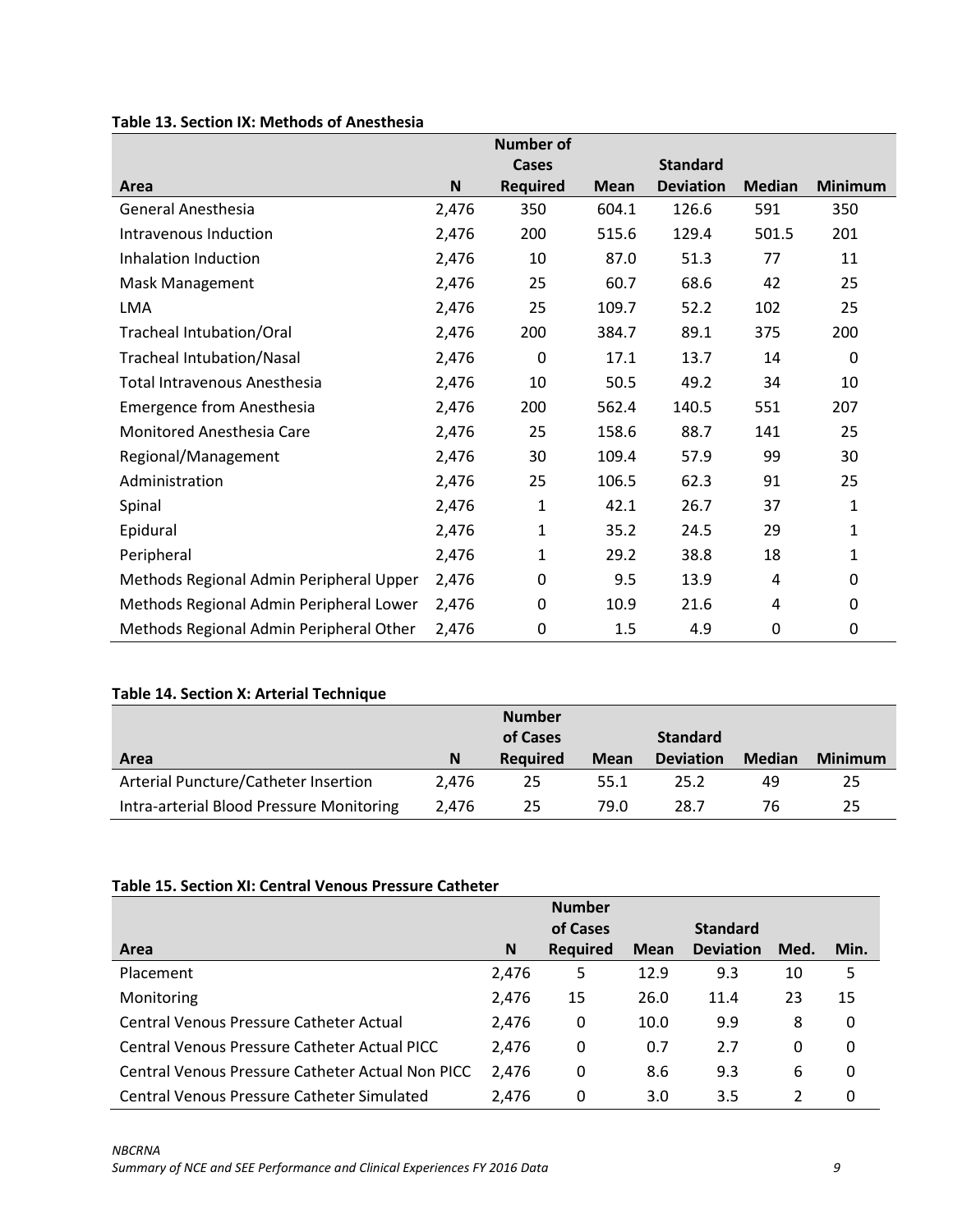**Table 13. Section IX: Methods of Anesthesia**

| Area | N | Number of Cases Required | Mean | Standard Deviation | Median | Minimum |
|---|---|---|---|---|---|---|
| General Anesthesia | 2,476 | 350 | 604.1 | 126.6 | 591 | 350 |
| Intravenous Induction | 2,476 | 200 | 515.6 | 129.4 | 501.5 | 201 |
| Inhalation Induction | 2,476 | 10 | 87.0 | 51.3 | 77 | 11 |
| Mask Management | 2,476 | 25 | 60.7 | 68.6 | 42 | 25 |
| LMA | 2,476 | 25 | 109.7 | 52.2 | 102 | 25 |
| Tracheal Intubation/Oral | 2,476 | 200 | 384.7 | 89.1 | 375 | 200 |
| Tracheal Intubation/Nasal | 2,476 | 0 | 17.1 | 13.7 | 14 | 0 |
| Total Intravenous Anesthesia | 2,476 | 10 | 50.5 | 49.2 | 34 | 10 |
| Emergence from Anesthesia | 2,476 | 200 | 562.4 | 140.5 | 551 | 207 |
| Monitored Anesthesia Care | 2,476 | 25 | 158.6 | 88.7 | 141 | 25 |
| Regional/Management | 2,476 | 30 | 109.4 | 57.9 | 99 | 30 |
| Administration | 2,476 | 25 | 106.5 | 62.3 | 91 | 25 |
| Spinal | 2,476 | 1 | 42.1 | 26.7 | 37 | 1 |
| Epidural | 2,476 | 1 | 35.2 | 24.5 | 29 | 1 |
| Peripheral | 2,476 | 1 | 29.2 | 38.8 | 18 | 1 |
| Methods Regional Admin Peripheral Upper | 2,476 | 0 | 9.5 | 13.9 | 4 | 0 |
| Methods Regional Admin Peripheral Lower | 2,476 | 0 | 10.9 | 21.6 | 4 | 0 |
| Methods Regional Admin Peripheral Other | 2,476 | 0 | 1.5 | 4.9 | 0 | 0 |

**Table 14. Section X: Arterial Technique**

| Area | N | Number of Cases Required | Mean | Standard Deviation | Median | Minimum |
|---|---|---|---|---|---|---|
| Arterial Puncture/Catheter Insertion | 2,476 | 25 | 55.1 | 25.2 | 49 | 25 |
| Intra-arterial Blood Pressure Monitoring | 2,476 | 25 | 79.0 | 28.7 | 76 | 25 |

**Table 15. Section XI: Central Venous Pressure Catheter**

| Area | N | Number of Cases Required | Mean | Standard Deviation | Med. | Min. |
|---|---|---|---|---|---|---|
| Placement | 2,476 | 5 | 12.9 | 9.3 | 10 | 5 |
| Monitoring | 2,476 | 15 | 26.0 | 11.4 | 23 | 15 |
| Central Venous Pressure Catheter Actual | 2,476 | 0 | 10.0 | 9.9 | 8 | 0 |
| Central Venous Pressure Catheter Actual PICC | 2,476 | 0 | 0.7 | 2.7 | 0 | 0 |
| Central Venous Pressure Catheter Actual Non PICC | 2,476 | 0 | 8.6 | 9.3 | 6 | 0 |
| Central Venous Pressure Catheter Simulated | 2,476 | 0 | 3.0 | 3.5 | 2 | 0 |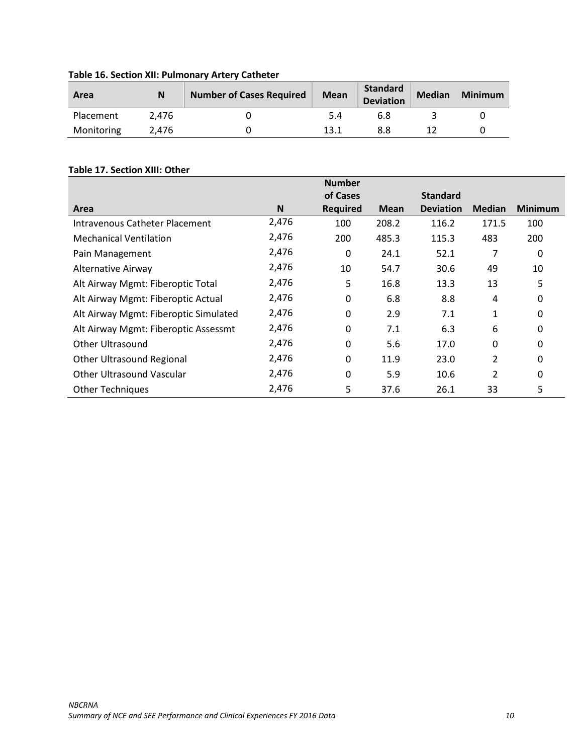**Table 16. Section XII: Pulmonary Artery Catheter**

| Area | N | Number of Cases Required | Mean | Standard Deviation | Median | Minimum |
|---|---|---|---|---|---|---|
| Placement | 2,476 | 0 | 5.4 | 6.8 | 3 | 0 |
| Monitoring | 2,476 | 0 | 13.1 | 8.8 | 12 | 0 |

**Table 17. Section XIII: Other**

| Area | N | Number of Cases Required | Mean | Standard Deviation | Median | Minimum |
|---|---|---|---|---|---|---|
| Intravenous Catheter Placement | 2,476 | 100 | 208.2 | 116.2 | 171.5 | 100 |
| Mechanical Ventilation | 2,476 | 200 | 485.3 | 115.3 | 483 | 200 |
| Pain Management | 2,476 | 0 | 24.1 | 52.1 | 7 | 0 |
| Alternative Airway | 2,476 | 10 | 54.7 | 30.6 | 49 | 10 |
| Alt Airway Mgmt: Fiberoptic Total | 2,476 | 5 | 16.8 | 13.3 | 13 | 5 |
| Alt Airway Mgmt: Fiberoptic Actual | 2,476 | 0 | 6.8 | 8.8 | 4 | 0 |
| Alt Airway Mgmt: Fiberoptic Simulated | 2,476 | 0 | 2.9 | 7.1 | 1 | 0 |
| Alt Airway Mgmt: Fiberoptic Assessmt | 2,476 | 0 | 7.1 | 6.3 | 6 | 0 |
| Other Ultrasound | 2,476 | 0 | 5.6 | 17.0 | 0 | 0 |
| Other Ultrasound Regional | 2,476 | 0 | 11.9 | 23.0 | 2 | 0 |
| Other Ultrasound Vascular | 2,476 | 0 | 5.9 | 10.6 | 2 | 0 |
| Other Techniques | 2,476 | 5 | 37.6 | 26.1 | 33 | 5 |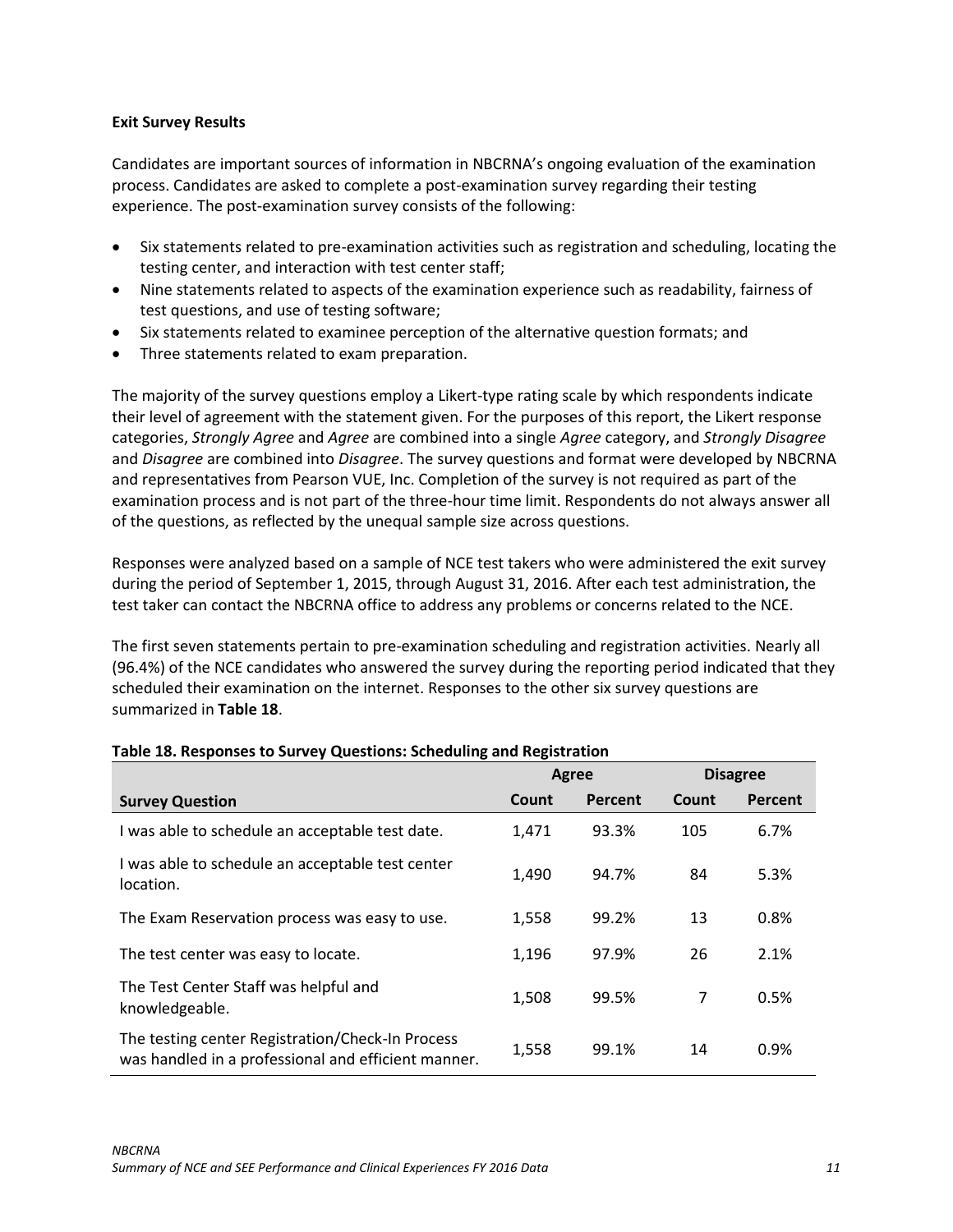**Exit Survey Results**

Candidates are important sources of information in NBCRNA's ongoing evaluation of the examination process. Candidates are asked to complete a post-examination survey regarding their testing experience. The post-examination survey consists of the following:

- Six statements related to pre-examination activities such as registration and scheduling, locating the testing center, and interaction with test center staff;
- Nine statements related to aspects of the examination experience such as readability, fairness of test questions, and use of testing software;
- Six statements related to examinee perception of the alternative question formats; and
- Three statements related to exam preparation.

The majority of the survey questions employ a Likert-type rating scale by which respondents indicate their level of agreement with the statement given. For the purposes of this report, the Likert response categories, *Strongly Agree* and *Agree* are combined into a single *Agree* category, and *Strongly Disagree* and *Disagree* are combined into *Disagree*. The survey questions and format were developed by NBCRNA and representatives from Pearson VUE, Inc. Completion of the survey is not required as part of the examination process and is not part of the three-hour time limit. Respondents do not always answer all of the questions, as reflected by the unequal sample size across questions.

Responses were analyzed based on a sample of NCE test takers who were administered the exit survey during the period of September 1, 2015, through August 31, 2016. After each test administration, the test taker can contact the NBCRNA office to address any problems or concerns related to the NCE.

The first seven statements pertain to pre-examination scheduling and registration activities. Nearly all (96.4%) of the NCE candidates who answered the survey during the reporting period indicated that they scheduled their examination on the internet. Responses to the other six survey questions are summarized in **Table 18**.

**Table 18. Responses to Survey Questions: Scheduling and Registration**

| | Agree | | Disagree | |
|---|---|---|---|---|
| **Survey Question** | **Count** | **Percent** | **Count** | **Percent** |
| I was able to schedule an acceptable test date. | 1,471 | 93.3% | 105 | 6.7% |
| I was able to schedule an acceptable test center location. | 1,490 | 94.7% | 84 | 5.3% |
| The Exam Reservation process was easy to use. | 1,558 | 99.2% | 13 | 0.8% |
| The test center was easy to locate. | 1,196 | 97.9% | 26 | 2.1% |
| The Test Center Staff was helpful and knowledgeable. | 1,508 | 99.5% | 7 | 0.5% |
| The testing center Registration/Check-In Process was handled in a professional and efficient manner. | 1,558 | 99.1% | 14 | 0.9% |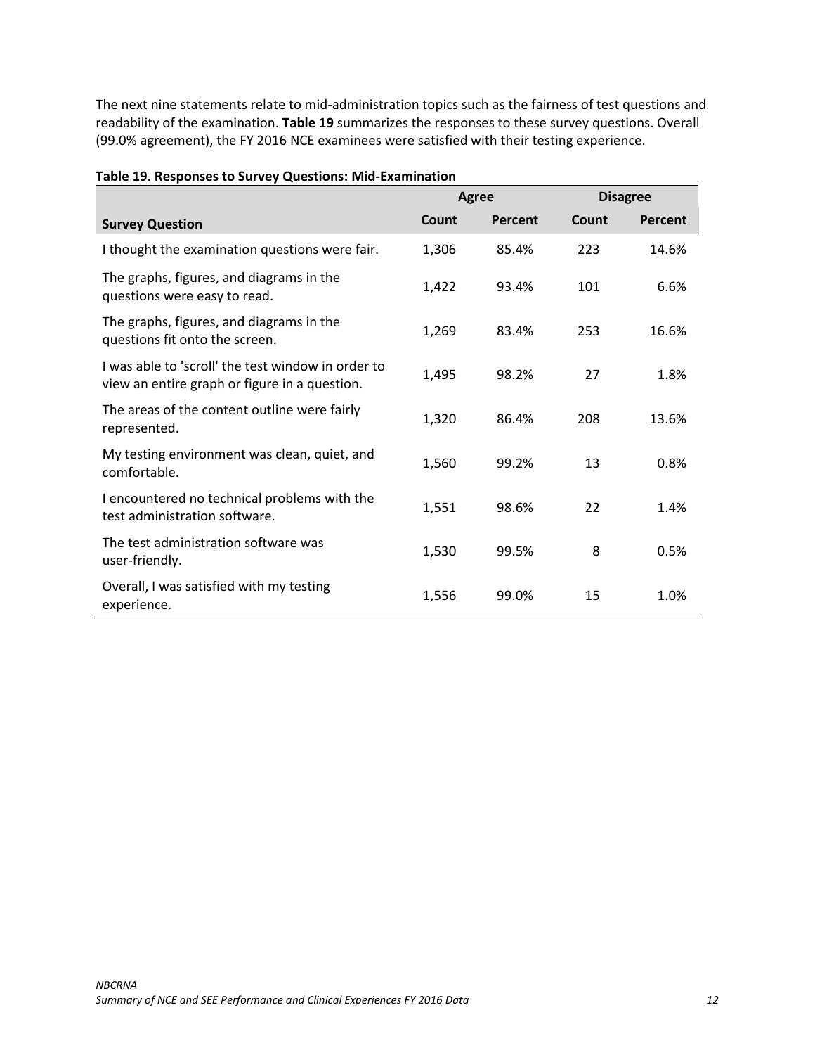The next nine statements relate to mid-administration topics such as the fairness of test questions and readability of the examination. **Table 19** summarizes the responses to these survey questions. Overall (99.0% agreement), the FY 2016 NCE examinees were satisfied with their testing experience.

**Table 19. Responses to Survey Questions: Mid-Examination**

| | Agree | | Disagree | |
|---|---|---|---|---|
| **Survey Question** | **Count** | **Percent** | **Count** | **Percent** |
| I thought the examination questions were fair. | 1,306 | 85.4% | 223 | 14.6% |
| The graphs, figures, and diagrams in the questions were easy to read. | 1,422 | 93.4% | 101 | 6.6% |
| The graphs, figures, and diagrams in the questions fit onto the screen. | 1,269 | 83.4% | 253 | 16.6% |
| I was able to 'scroll' the test window in order to view an entire graph or figure in a question. | 1,495 | 98.2% | 27 | 1.8% |
| The areas of the content outline were fairly represented. | 1,320 | 86.4% | 208 | 13.6% |
| My testing environment was clean, quiet, and comfortable. | 1,560 | 99.2% | 13 | 0.8% |
| I encountered no technical problems with the test administration software. | 1,551 | 98.6% | 22 | 1.4% |
| The test administration software was user-friendly. | 1,530 | 99.5% | 8 | 0.5% |
| Overall, I was satisfied with my testing experience. | 1,556 | 99.0% | 15 | 1.0% |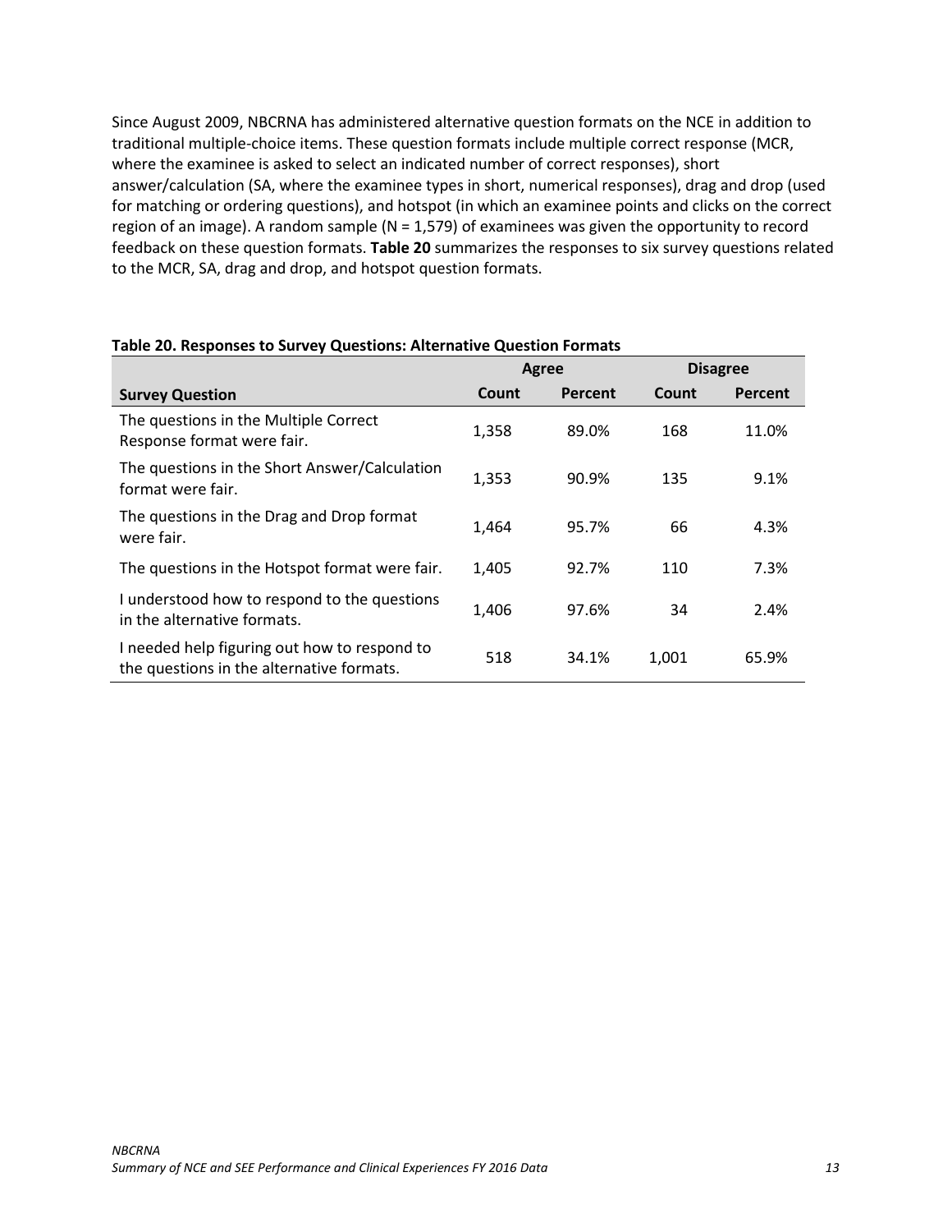Since August 2009, NBCRNA has administered alternative question formats on the NCE in addition to traditional multiple-choice items. These question formats include multiple correct response (MCR, where the examinee is asked to select an indicated number of correct responses), short answer/calculation (SA, where the examinee types in short, numerical responses), drag and drop (used for matching or ordering questions), and hotspot (in which an examinee points and clicks on the correct region of an image). A random sample (N = 1,579) of examinees was given the opportunity to record feedback on these question formats. **Table 20** summarizes the responses to six survey questions related to the MCR, SA, drag and drop, and hotspot question formats.

**Table 20. Responses to Survey Questions: Alternative Question Formats**

| | Agree | | Disagree | |
|---|---|---|---|---|
| **Survey Question** | **Count** | **Percent** | **Count** | **Percent** |
| The questions in the Multiple Correct Response format were fair. | 1,358 | 89.0% | 168 | 11.0% |
| The questions in the Short Answer/Calculation format were fair. | 1,353 | 90.9% | 135 | 9.1% |
| The questions in the Drag and Drop format were fair. | 1,464 | 95.7% | 66 | 4.3% |
| The questions in the Hotspot format were fair. | 1,405 | 92.7% | 110 | 7.3% |
| I understood how to respond to the questions in the alternative formats. | 1,406 | 97.6% | 34 | 2.4% |
| I needed help figuring out how to respond to the questions in the alternative formats. | 518 | 34.1% | 1,001 | 65.9% |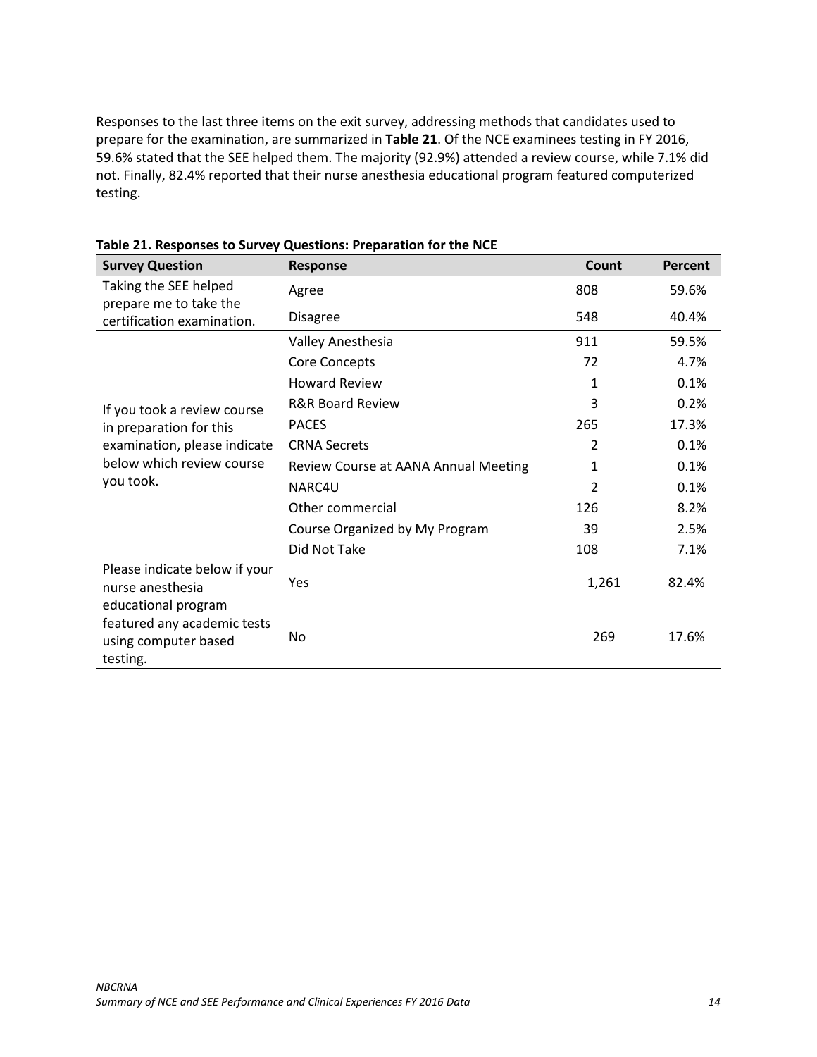Responses to the last three items on the exit survey, addressing methods that candidates used to prepare for the examination, are summarized in **Table 21**. Of the NCE examinees testing in FY 2016, 59.6% stated that the SEE helped them. The majority (92.9%) attended a review course, while 7.1% did not. Finally, 82.4% reported that their nurse anesthesia educational program featured computerized testing.

**Table 21. Responses to Survey Questions: Preparation for the NCE**

| Survey Question | Response | Count | Percent |
|---|---|---|---|
| Taking the SEE helped prepare me to take the certification examination. | Agree | 808 | 59.6% |
| | Disagree | 548 | 40.4% |
| If you took a review course in preparation for this examination, please indicate below which review course you took. | Valley Anesthesia | 911 | 59.5% |
| | Core Concepts | 72 | 4.7% |
| | Howard Review | 1 | 0.1% |
| | R&R Board Review | 3 | 0.2% |
| | PACES | 265 | 17.3% |
| | CRNA Secrets | 2 | 0.1% |
| | Review Course at AANA Annual Meeting | 1 | 0.1% |
| | NARC4U | 2 | 0.1% |
| | Other commercial | 126 | 8.2% |
| | Course Organized by My Program | 39 | 2.5% |
| | Did Not Take | 108 | 7.1% |
| Please indicate below if your nurse anesthesia educational program featured any academic tests using computer based testing. | Yes | 1,261 | 82.4% |
| | No | 269 | 17.6% |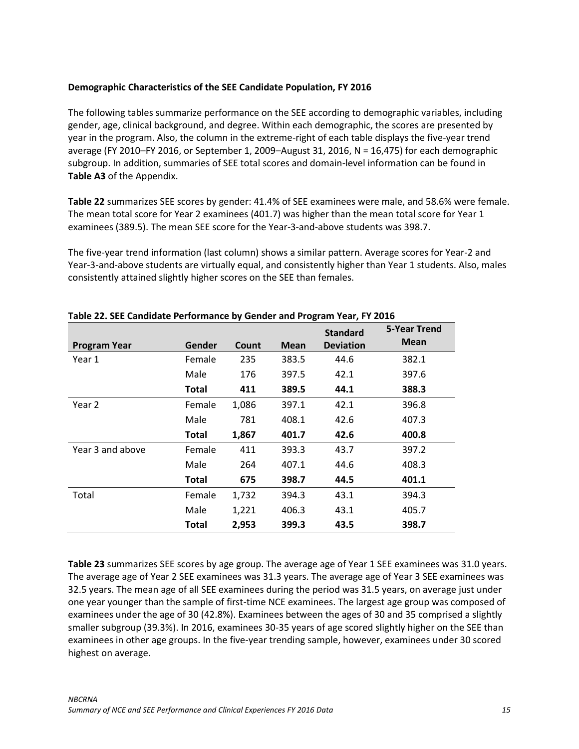**Demographic Characteristics of the SEE Candidate Population, FY 2016**

The following tables summarize performance on the SEE according to demographic variables, including gender, age, clinical background, and degree. Within each demographic, the scores are presented by year in the program. Also, the column in the extreme-right of each table displays the five-year trend average (FY 2010–FY 2016, or September 1, 2009–August 31, 2016, N = 16,475) for each demographic subgroup. In addition, summaries of SEE total scores and domain-level information can be found in **Table A3** of the Appendix.

**Table 22** summarizes SEE scores by gender: 41.4% of SEE examinees were male, and 58.6% were female. The mean total score for Year 2 examinees (401.7) was higher than the mean total score for Year 1 examinees (389.5). The mean SEE score for the Year-3-and-above students was 398.7.

The five-year trend information (last column) shows a similar pattern. Average scores for Year-2 and Year-3-and-above students are virtually equal, and consistently higher than Year 1 students. Also, males consistently attained slightly higher scores on the SEE than females.

**Table 22. SEE Candidate Performance by Gender and Program Year, FY 2016**

| Program Year | Gender | Count | Mean | Standard Deviation | 5-Year Trend Mean |
|---|---|---|---|---|---|
| Year 1 | Female | 235 | 383.5 | 44.6 | 382.1 |
| | Male | 176 | 397.5 | 42.1 | 397.6 |
| | **Total** | **411** | **389.5** | **44.1** | **388.3** |
| Year 2 | Female | 1,086 | 397.1 | 42.1 | 396.8 |
| | Male | 781 | 408.1 | 42.6 | 407.3 |
| | **Total** | **1,867** | **401.7** | **42.6** | **400.8** |
| Year 3 and above | Female | 411 | 393.3 | 43.7 | 397.2 |
| | Male | 264 | 407.1 | 44.6 | 408.3 |
| | **Total** | **675** | **398.7** | **44.5** | **401.1** |
| Total | Female | 1,732 | 394.3 | 43.1 | 394.3 |
| | Male | 1,221 | 406.3 | 43.1 | 405.7 |
| | **Total** | **2,953** | **399.3** | **43.5** | **398.7** |

**Table 23** summarizes SEE scores by age group. The average age of Year 1 SEE examinees was 31.0 years. The average age of Year 2 SEE examinees was 31.3 years. The average age of Year 3 SEE examinees was 32.5 years. The mean age of all SEE examinees during the period was 31.5 years, on average just under one year younger than the sample of first-time NCE examinees. The largest age group was composed of examinees under the age of 30 (42.8%). Examinees between the ages of 30 and 35 comprised a slightly smaller subgroup (39.3%). In 2016, examinees 30-35 years of age scored slightly higher on the SEE than examinees in other age groups. In the five-year trending sample, however, examinees under 30 scored highest on average.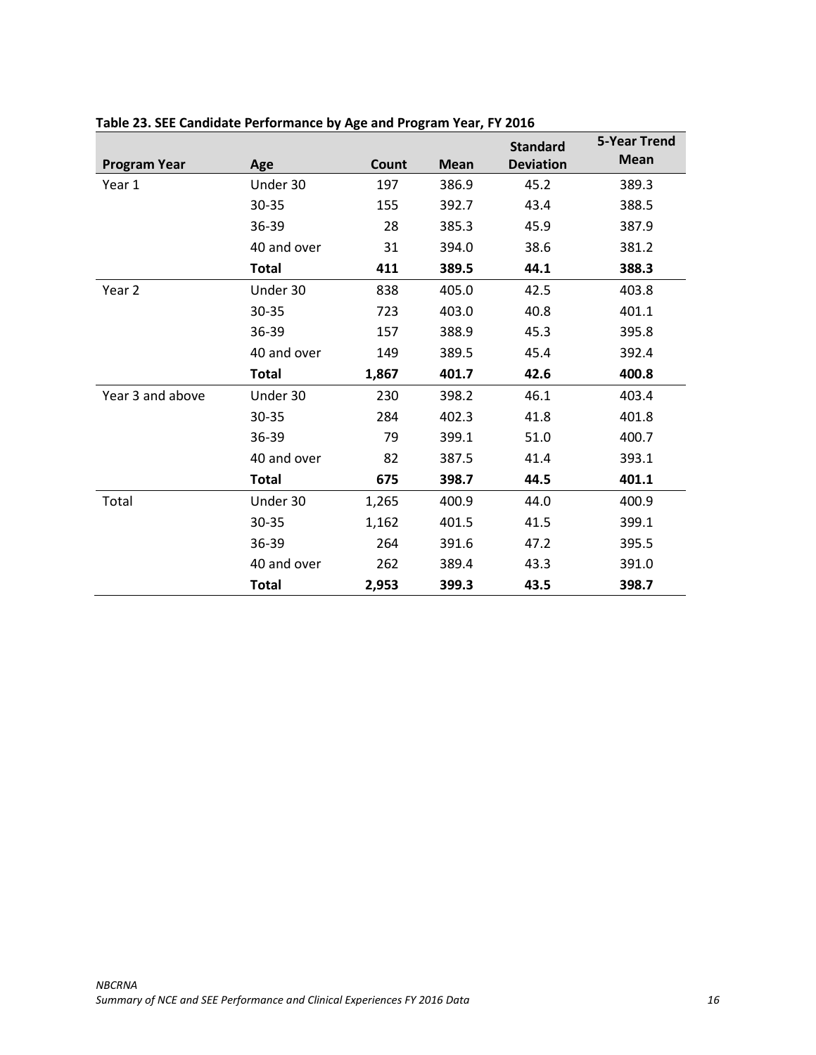**Table 23. SEE Candidate Performance by Age and Program Year, FY 2016**

| Program Year | Age | Count | Mean | Standard Deviation | 5-Year Trend Mean |
|---|---|---|---|---|---|
| Year 1 | Under 30 | 197 | 386.9 | 45.2 | 389.3 |
| | 30-35 | 155 | 392.7 | 43.4 | 388.5 |
| | 36-39 | 28 | 385.3 | 45.9 | 387.9 |
| | 40 and over | 31 | 394.0 | 38.6 | 381.2 |
| | **Total** | **411** | **389.5** | **44.1** | **388.3** |
| Year 2 | Under 30 | 838 | 405.0 | 42.5 | 403.8 |
| | 30-35 | 723 | 403.0 | 40.8 | 401.1 |
| | 36-39 | 157 | 388.9 | 45.3 | 395.8 |
| | 40 and over | 149 | 389.5 | 45.4 | 392.4 |
| | **Total** | **1,867** | **401.7** | **42.6** | **400.8** |
| Year 3 and above | Under 30 | 230 | 398.2 | 46.1 | 403.4 |
| | 30-35 | 284 | 402.3 | 41.8 | 401.8 |
| | 36-39 | 79 | 399.1 | 51.0 | 400.7 |
| | 40 and over | 82 | 387.5 | 41.4 | 393.1 |
| | **Total** | **675** | **398.7** | **44.5** | **401.1** |
| Total | Under 30 | 1,265 | 400.9 | 44.0 | 400.9 |
| | 30-35 | 1,162 | 401.5 | 41.5 | 399.1 |
| | 36-39 | 264 | 391.6 | 47.2 | 395.5 |
| | 40 and over | 262 | 389.4 | 43.3 | 391.0 |
| | **Total** | **2,953** | **399.3** | **43.5** | **398.7** |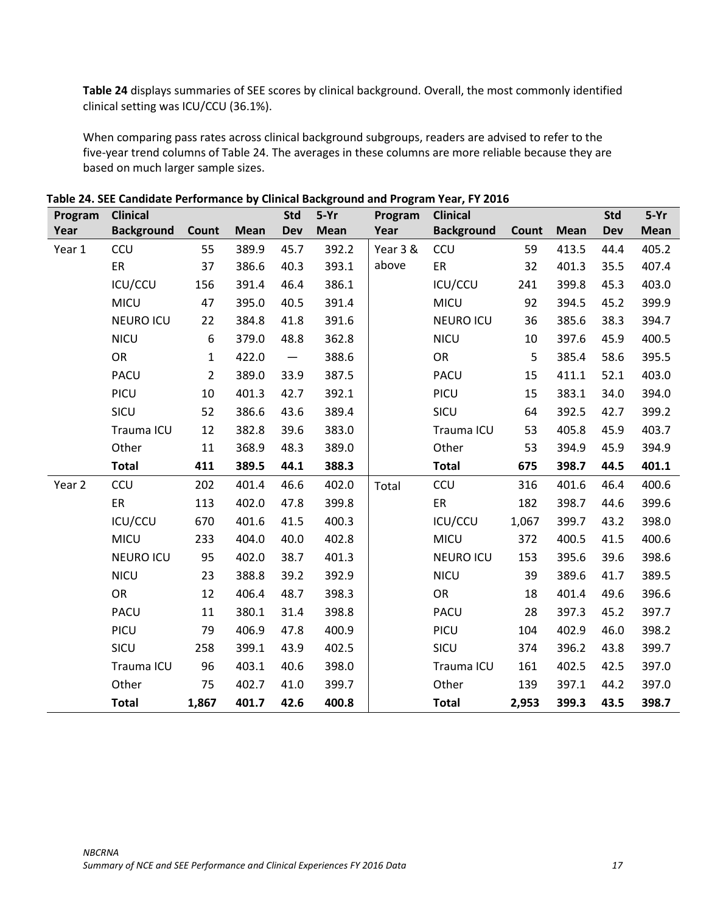**Table 24** displays summaries of SEE scores by clinical background. Overall, the most commonly identified clinical setting was ICU/CCU (36.1%).

When comparing pass rates across clinical background subgroups, readers are advised to refer to the five-year trend columns of Table 24. The averages in these columns are more reliable because they are based on much larger sample sizes.

**Table 24. SEE Candidate Performance by Clinical Background and Program Year, FY 2016**

| Program Year | Clinical Background | Count | Mean | Std Dev | 5-Yr Mean | Program Year | Clinical Background | Count | Mean | Std Dev | 5-Yr Mean |
|---|---|---|---|---|---|---|---|---|---|---|---|
| Year 1 | CCU | 55 | 389.9 | 45.7 | 392.2 | Year 3 & above | CCU | 59 | 413.5 | 44.4 | 405.2 |
| | ER | 37 | 386.6 | 40.3 | 393.1 | | ER | 32 | 401.3 | 35.5 | 407.4 |
| | ICU/CCU | 156 | 391.4 | 46.4 | 386.1 | | ICU/CCU | 241 | 399.8 | 45.3 | 403.0 |
| | MICU | 47 | 395.0 | 40.5 | 391.4 | | MICU | 92 | 394.5 | 45.2 | 399.9 |
| | NEURO ICU | 22 | 384.8 | 41.8 | 391.6 | | NEURO ICU | 36 | 385.6 | 38.3 | 394.7 |
| | NICU | 6 | 379.0 | 48.8 | 362.8 | | NICU | 10 | 397.6 | 45.9 | 400.5 |
| | OR | 1 | 422.0 | — | 388.6 | | OR | 5 | 385.4 | 58.6 | 395.5 |
| | PACU | 2 | 389.0 | 33.9 | 387.5 | | PACU | 15 | 411.1 | 52.1 | 403.0 |
| | PICU | 10 | 401.3 | 42.7 | 392.1 | | PICU | 15 | 383.1 | 34.0 | 394.0 |
| | SICU | 52 | 386.6 | 43.6 | 389.4 | | SICU | 64 | 392.5 | 42.7 | 399.2 |
| | Trauma ICU | 12 | 382.8 | 39.6 | 383.0 | | Trauma ICU | 53 | 405.8 | 45.9 | 403.7 |
| | Other | 11 | 368.9 | 48.3 | 389.0 | | Other | 53 | 394.9 | 45.9 | 394.9 |
| | **Total** | **411** | **389.5** | **44.1** | **388.3** | | **Total** | **675** | **398.7** | **44.5** | **401.1** |
| Year 2 | CCU | 202 | 401.4 | 46.6 | 402.0 | Total | CCU | 316 | 401.6 | 46.4 | 400.6 |
| | ER | 113 | 402.0 | 47.8 | 399.8 | | ER | 182 | 398.7 | 44.6 | 399.6 |
| | ICU/CCU | 670 | 401.6 | 41.5 | 400.3 | | ICU/CCU | 1,067 | 399.7 | 43.2 | 398.0 |
| | MICU | 233 | 404.0 | 40.0 | 402.8 | | MICU | 372 | 400.5 | 41.5 | 400.6 |
| | NEURO ICU | 95 | 402.0 | 38.7 | 401.3 | | NEURO ICU | 153 | 395.6 | 39.6 | 398.6 |
| | NICU | 23 | 388.8 | 39.2 | 392.9 | | NICU | 39 | 389.6 | 41.7 | 389.5 |
| | OR | 12 | 406.4 | 48.7 | 398.3 | | OR | 18 | 401.4 | 49.6 | 396.6 |
| | PACU | 11 | 380.1 | 31.4 | 398.8 | | PACU | 28 | 397.3 | 45.2 | 397.7 |
| | PICU | 79 | 406.9 | 47.8 | 400.9 | | PICU | 104 | 402.9 | 46.0 | 398.2 |
| | SICU | 258 | 399.1 | 43.9 | 402.5 | | SICU | 374 | 396.2 | 43.8 | 399.7 |
| | Trauma ICU | 96 | 403.1 | 40.6 | 398.0 | | Trauma ICU | 161 | 402.5 | 42.5 | 397.0 |
| | Other | 75 | 402.7 | 41.0 | 399.7 | | Other | 139 | 397.1 | 44.2 | 397.0 |
| | **Total** | **1,867** | **401.7** | **42.6** | **400.8** | | **Total** | **2,953** | **399.3** | **43.5** | **398.7** |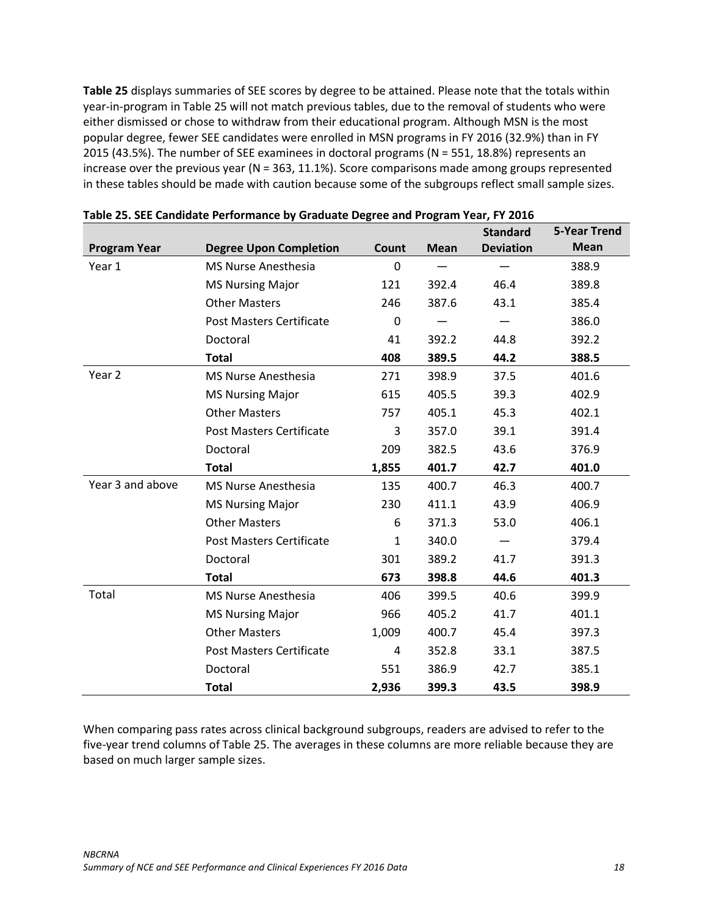**Table 25** displays summaries of SEE scores by degree to be attained. Please note that the totals within year-in-program in Table 25 will not match previous tables, due to the removal of students who were either dismissed or chose to withdraw from their educational program. Although MSN is the most popular degree, fewer SEE candidates were enrolled in MSN programs in FY 2016 (32.9%) than in FY 2015 (43.5%). The number of SEE examinees in doctoral programs (N = 551, 18.8%) represents an increase over the previous year (N = 363, 11.1%). Score comparisons made among groups represented in these tables should be made with caution because some of the subgroups reflect small sample sizes.

**Table 25. SEE Candidate Performance by Graduate Degree and Program Year, FY 2016**

| Program Year | Degree Upon Completion | Count | Mean | Standard Deviation | 5-Year Trend Mean |
|---|---|---|---|---|---|
| Year 1 | MS Nurse Anesthesia | 0 | — | — | 388.9 |
| | MS Nursing Major | 121 | 392.4 | 46.4 | 389.8 |
| | Other Masters | 246 | 387.6 | 43.1 | 385.4 |
| | Post Masters Certificate | 0 | — | — | 386.0 |
| | Doctoral | 41 | 392.2 | 44.8 | 392.2 |
| | **Total** | **408** | **389.5** | **44.2** | **388.5** |
| Year 2 | MS Nurse Anesthesia | 271 | 398.9 | 37.5 | 401.6 |
| | MS Nursing Major | 615 | 405.5 | 39.3 | 402.9 |
| | Other Masters | 757 | 405.1 | 45.3 | 402.1 |
| | Post Masters Certificate | 3 | 357.0 | 39.1 | 391.4 |
| | Doctoral | 209 | 382.5 | 43.6 | 376.9 |
| | **Total** | **1,855** | **401.7** | **42.7** | **401.0** |
| Year 3 and above | MS Nurse Anesthesia | 135 | 400.7 | 46.3 | 400.7 |
| | MS Nursing Major | 230 | 411.1 | 43.9 | 406.9 |
| | Other Masters | 6 | 371.3 | 53.0 | 406.1 |
| | Post Masters Certificate | 1 | 340.0 | — | 379.4 |
| | Doctoral | 301 | 389.2 | 41.7 | 391.3 |
| | **Total** | **673** | **398.8** | **44.6** | **401.3** |
| Total | MS Nurse Anesthesia | 406 | 399.5 | 40.6 | 399.9 |
| | MS Nursing Major | 966 | 405.2 | 41.7 | 401.1 |
| | Other Masters | 1,009 | 400.7 | 45.4 | 397.3 |
| | Post Masters Certificate | 4 | 352.8 | 33.1 | 387.5 |
| | Doctoral | 551 | 386.9 | 42.7 | 385.1 |
| | **Total** | **2,936** | **399.3** | **43.5** | **398.9** |

When comparing pass rates across clinical background subgroups, readers are advised to refer to the five-year trend columns of Table 25. The averages in these columns are more reliable because they are based on much larger sample sizes.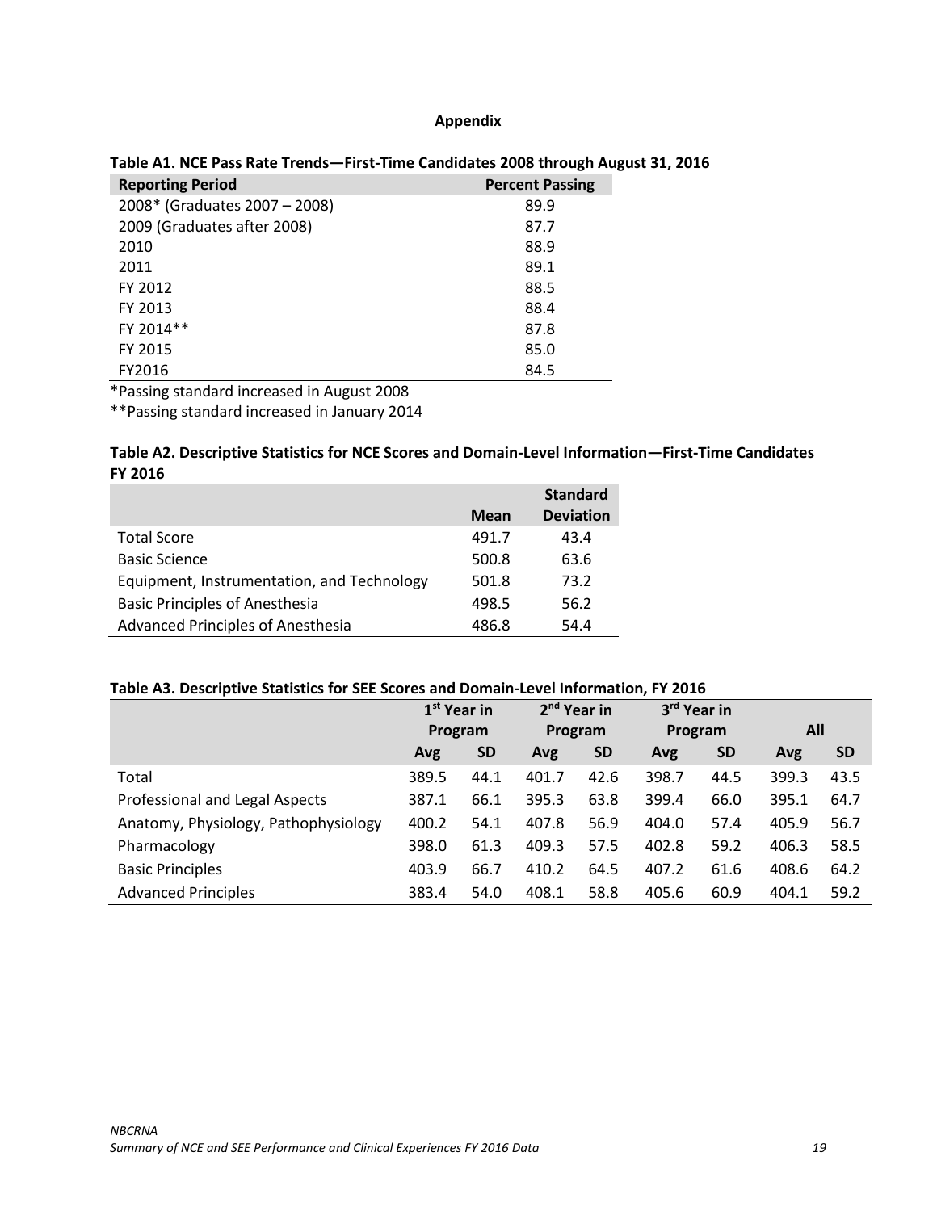## Appendix

**Table A1. NCE Pass Rate Trends—First-Time Candidates 2008 through August 31, 2016**

| Reporting Period | Percent Passing |
|---|---|
| 2008* (Graduates 2007 – 2008) | 89.9 |
| 2009 (Graduates after 2008) | 87.7 |
| 2010 | 88.9 |
| 2011 | 89.1 |
| FY 2012 | 88.5 |
| FY 2013 | 88.4 |
| FY 2014** | 87.8 |
| FY 2015 | 85.0 |
| FY2016 | 84.5 |

*Passing standard increased in August 2008

**Passing standard increased in January 2014

**Table A2. Descriptive Statistics for NCE Scores and Domain-Level Information—First-Time Candidates FY 2016**

| | Mean | Standard Deviation |
|---|---|---|
| Total Score | 491.7 | 43.4 |
| Basic Science | 500.8 | 63.6 |
| Equipment, Instrumentation, and Technology | 501.8 | 73.2 |
| Basic Principles of Anesthesia | 498.5 | 56.2 |
| Advanced Principles of Anesthesia | 486.8 | 54.4 |

**Table A3. Descriptive Statistics for SEE Scores and Domain-Level Information, FY 2016**

| | 1st Year in Program | | 2nd Year in Program | | 3rd Year in Program | | All | |
|---|---|---|---|---|---|---|---|---|
| | Avg | SD | Avg | SD | Avg | SD | Avg | SD |
| Total | 389.5 | 44.1 | 401.7 | 42.6 | 398.7 | 44.5 | 399.3 | 43.5 |
| Professional and Legal Aspects | 387.1 | 66.1 | 395.3 | 63.8 | 399.4 | 66.0 | 395.1 | 64.7 |
| Anatomy, Physiology, Pathophysiology | 400.2 | 54.1 | 407.8 | 56.9 | 404.0 | 57.4 | 405.9 | 56.7 |
| Pharmacology | 398.0 | 61.3 | 409.3 | 57.5 | 402.8 | 59.2 | 406.3 | 58.5 |
| Basic Principles | 403.9 | 66.7 | 410.2 | 64.5 | 407.2 | 61.6 | 408.6 | 64.2 |
| Advanced Principles | 383.4 | 54.0 | 408.1 | 58.8 | 405.6 | 60.9 | 404.1 | 59.2 |